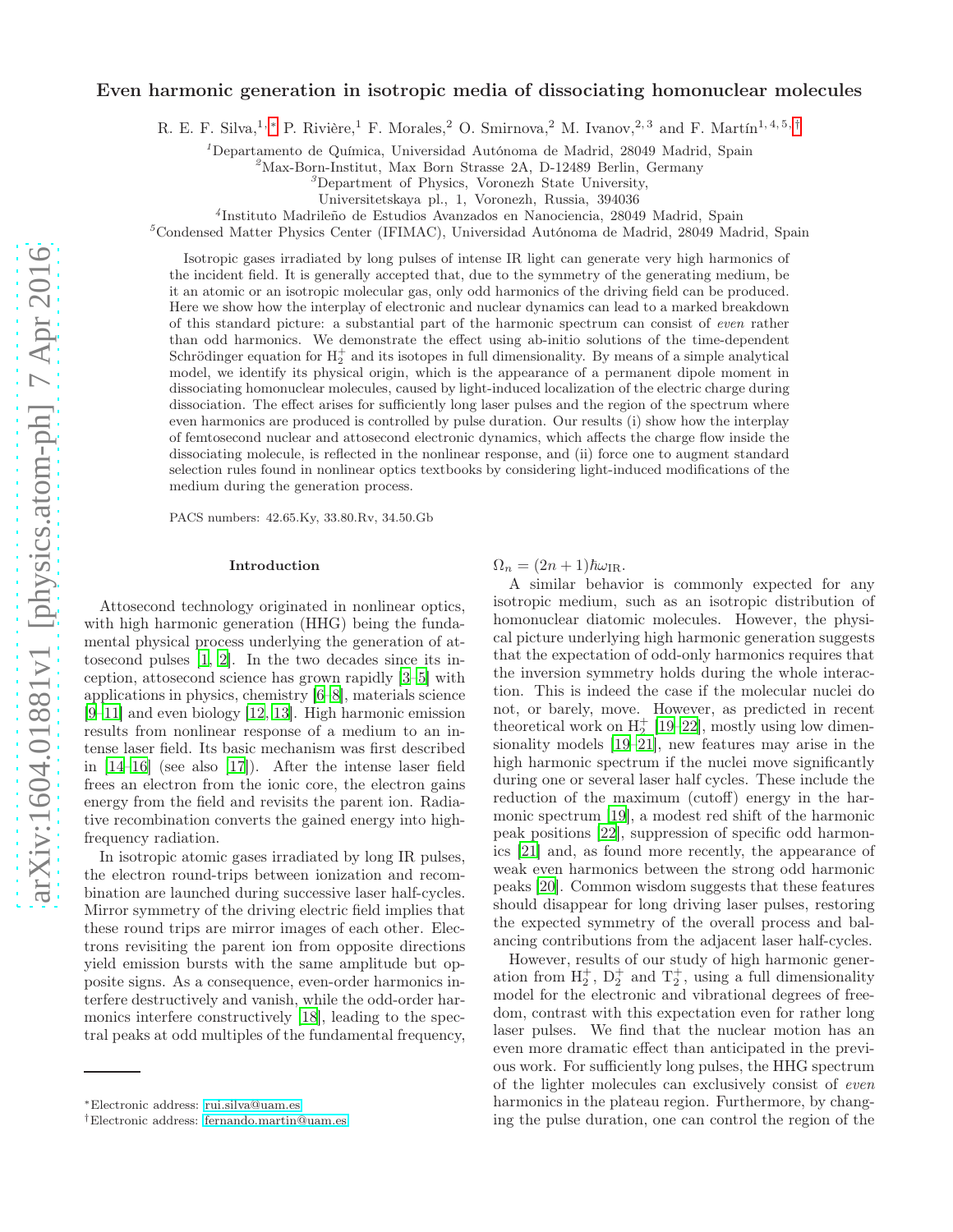# Even harmonic generation in isotropic media of dissociating homonuclear molecules

R. E. F. Silva,[1,*] P. Rivière,[1] F. Morales,[2] O. Smirnova,[2] M. Ivanov,[2,3] and F. Martín[1,4,5,†]

[1]Departamento de Química, Universidad Autónoma de Madrid, 28049 Madrid, Spain
[2]Max-Born-Institut, Max Born Strasse 2A, D-12489 Berlin, Germany
[3]Department of Physics, Voronezh State University, Universitetskaya pl., 1, Voronezh, Russia, 394036
[4]Instituto Madrileño de Estudios Avanzados en Nanociencia, 28049 Madrid, Spain
[5]Condensed Matter Physics Center (IFIMAC), Universidad Autónoma de Madrid, 28049 Madrid, Spain

Isotropic gases irradiated by long pulses of intense IR light can generate very high harmonics of the incident field. It is generally accepted that, due to the symmetry of the generating medium, be it an atomic or an isotropic molecular gas, only odd harmonics of the driving field can be produced. Here we show how the interplay of electronic and nuclear dynamics can lead to a marked breakdown of this standard picture: a substantial part of the harmonic spectrum can consist of *even* rather than odd harmonics. We demonstrate the effect using ab-initio solutions of the time-dependent Schrödinger equation for $H_2^+$ and its isotopes in full dimensionality. By means of a simple analytical model, we identify its physical origin, which is the appearance of a permanent dipole moment in dissociating homonuclear molecules, caused by light-induced localization of the electric charge during dissociation. The effect arises for sufficiently long laser pulses and the region of the spectrum where even harmonics are produced is controlled by pulse duration. Our results (i) show how the interplay of femtosecond nuclear and attosecond electronic dynamics, which affects the charge flow inside the dissociating molecule, is reflected in the nonlinear response, and (ii) force one to augment standard selection rules found in nonlinear optics textbooks by considering light-induced modifications of the medium during the generation process.

PACS numbers: 42.65.Ky, 33.80.Rv, 34.50.Gb

## Introduction

Attosecond technology originated in nonlinear optics, with high harmonic generation (HHG) being the fundamental physical process underlying the generation of attosecond pulses [1, 2]. In the two decades since its inception, attosecond science has grown rapidly [3–5] with applications in physics, chemistry [6–8], materials science [9–11] and even biology [12, 13]. High harmonic emission results from nonlinear response of a medium to an intense laser field. Its basic mechanism was first described in [14–16] (see also [17]). After the intense laser field frees an electron from the ionic core, the electron gains energy from the field and revisits the parent ion. Radiative recombination converts the gained energy into high-frequency radiation.

In isotropic atomic gases irradiated by long IR pulses, the electron round-trips between ionization and recombination are launched during successive laser half-cycles. Mirror symmetry of the driving electric field implies that these round trips are mirror images of each other. Electrons revisiting the parent ion from opposite directions yield emission bursts with the same amplitude but opposite signs. As a consequence, even-order harmonics interfere destructively and vanish, while the odd-order harmonics interfere constructively [18], leading to the spectral peaks at odd multiples of the fundamental frequency, $\Omega_n = (2n + 1)\hbar\omega_{\text{IR}}$.

A similar behavior is commonly expected for any isotropic medium, such as an isotropic distribution of homonuclear diatomic molecules. However, the physical picture underlying high harmonic generation suggests that the expectation of odd-only harmonics requires that the inversion symmetry holds during the whole interaction. This is indeed the case if the molecular nuclei do not, or barely, move. However, as predicted in recent theoretical work on $H_2^+$ [19–22], mostly using low dimensionality models [19–21], new features may arise in the high harmonic spectrum if the nuclei move significantly during one or several laser half cycles. These include the reduction of the maximum (cutoff) energy in the harmonic spectrum [19], a modest red shift of the harmonic peak positions [22], suppression of specific odd harmonics [21] and, as found more recently, the appearance of weak even harmonics between the strong odd harmonic peaks [20]. Common wisdom suggests that these features should disappear for long driving laser pulses, restoring the expected symmetry of the overall process and balancing contributions from the adjacent laser half-cycles.

However, results of our study of high harmonic generation from $H_2^+$, $D_2^+$ and $T_2^+$, using a full dimensionality model for the electronic and vibrational degrees of freedom, contrast with this expectation even for rather long laser pulses. We find that the nuclear motion has an even more dramatic effect than anticipated in the previous work. For sufficiently long pulses, the HHG spectrum of the lighter molecules can exclusively consist of *even* harmonics in the plateau region. Furthermore, by changing the pulse duration, one can control the region of the

*Electronic address: rui.silva@uam.es
†Electronic address: fernando.martin@uam.es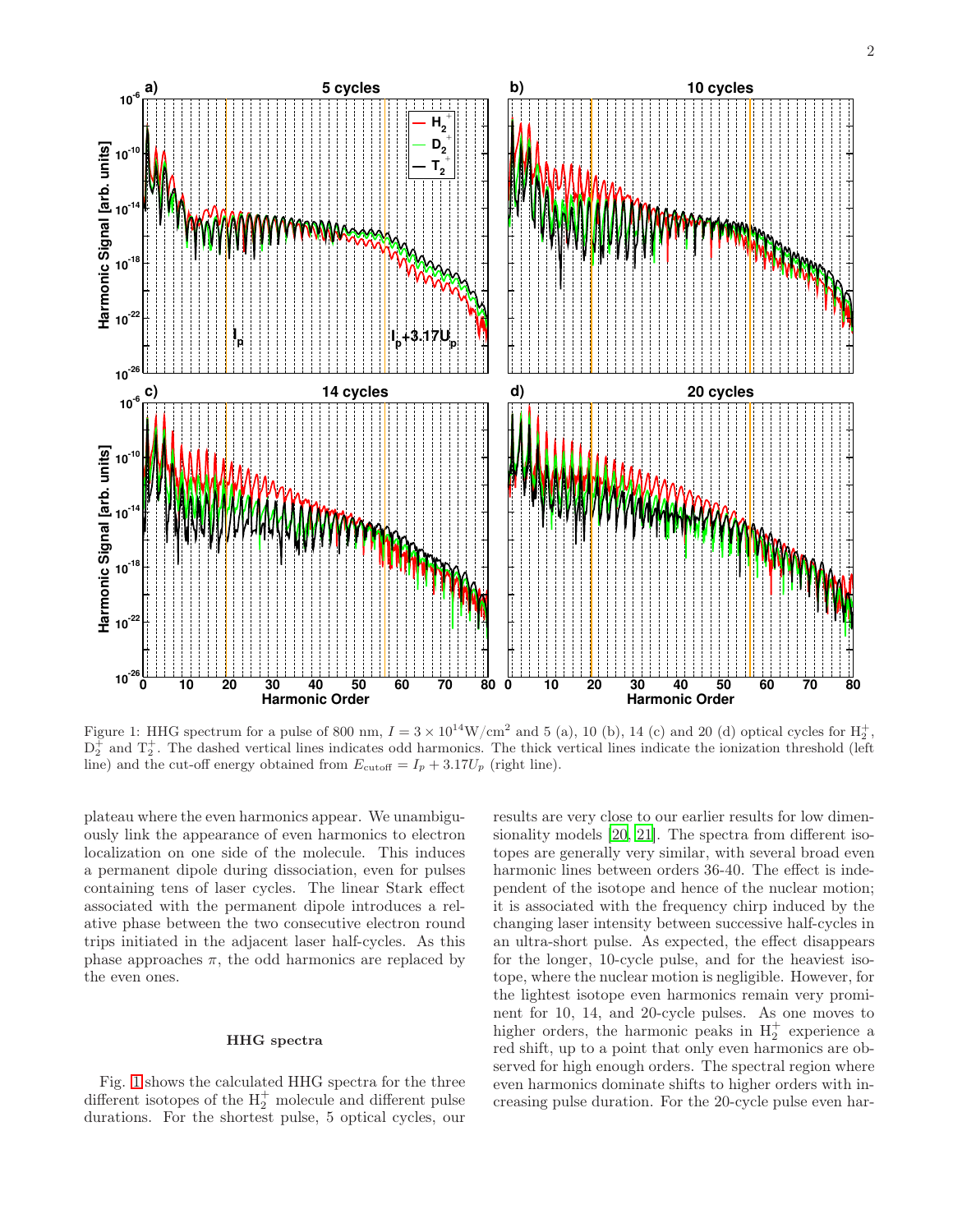Figure 1: HHG spectrum for a pulse of 800 nm, $I = 3 \times 10^{14}\mathrm{W/cm}^2$ and 5 (a), 10 (b), 14 (c) and 20 (d) optical cycles for $H_2^+$, $D_2^+$ and $T_2^+$. The dashed vertical lines indicates odd harmonics. The thick vertical lines indicate the ionization threshold (left line) and the cut-off energy obtained from $E_{\mathrm{cutoff}} = I_p + 3.17U_p$ (right line).

plateau where the even harmonics appear. We unambiguously link the appearance of even harmonics to electron localization on one side of the molecule. This induces a permanent dipole during dissociation, even for pulses containing tens of laser cycles. The linear Stark effect associated with the permanent dipole introduces a relative phase between the two consecutive electron round trips initiated in the adjacent laser half-cycles. As this phase approaches $\pi$, the odd harmonics are replaced by the even ones.

### HHG spectra

Fig. 1 shows the calculated HHG spectra for the three different isotopes of the $H_2^+$ molecule and different pulse durations. For the shortest pulse, 5 optical cycles, our results are very close to our earlier results for low dimensionality models [20, 21]. The spectra from different isotopes are generally very similar, with several broad even harmonic lines between orders 36-40. The effect is independent of the isotope and hence of the nuclear motion; it is associated with the frequency chirp induced by the changing laser intensity between successive half-cycles in an ultra-short pulse. As expected, the effect disappears for the longer, 10-cycle pulse, and for the heaviest isotope, where the nuclear motion is negligible. However, for the lightest isotope even harmonics remain very prominent for 10, 14, and 20-cycle pulses. As one moves to higher orders, the harmonic peaks in $H_2^+$ experience a red shift, up to a point that only even harmonics are observed for high enough orders. The spectral region where even harmonics dominate shifts to higher orders with increasing pulse duration. For the 20-cycle pulse even har-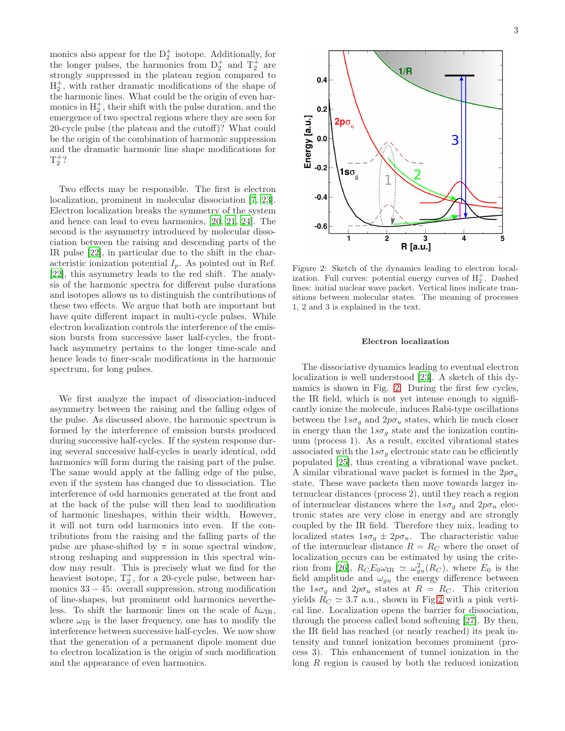monics also appear for the $D_2^+$ isotope. Additionally, for the longer pulses, the harmonics from $D_2^+$ and $T_2^+$ are strongly suppressed in the plateau region compared to $H_2^+$, with rather dramatic modifications of the shape of the harmonic lines. What could be the origin of even harmonics in $H_2^+$, their shift with the pulse duration, and the emergence of two spectral regions where they are seen for 20-cycle pulse (the plateau and the cutoff)? What could be the origin of the combination of harmonic suppression and the dramatic harmonic line shape modifications for $T_2^+$?

Two effects may be responsible. The first is electron localization, prominent in molecular dissociation [7, 23]. Electron localization breaks the symmetry of the system and hence can lead to even harmonics, [20, 21, 24]. The second is the asymmetry introduced by molecular dissociation between the raising and descending parts of the IR pulse [22], in particular due to the shift in the characteristic ionization potential $I_p$. As pointed out in Ref. [22], this asymmetry leads to the red shift. The analysis of the harmonic spectra for different pulse durations and isotopes allows us to distinguish the contributions of these two effects. We argue that both are important but have quite different impact in multi-cycle pulses. While electron localization controls the interference of the emission bursts from successive laser half-cycles, the front-back asymmetry pertains to the longer time-scale and hence leads to finer-scale modifications in the harmonic spectrum, for long pulses.

We first analyze the impact of dissociation-induced asymmetry between the raising and the falling edges of the pulse. As discussed above, the harmonic spectrum is formed by the interference of emission bursts produced during successive half-cycles. If the system response during several successive half-cycles is nearly identical, odd harmonics will form during the raising part of the pulse. The same would apply at the falling edge of the pulse, even if the system has changed due to dissociation. The interference of odd harmonics generated at the front and at the back of the pulse will then lead to modification of harmonic lineshapes, within their width. However, it will not turn odd harmonics into even. If the contributions from the raising and the falling parts of the pulse are phase-shifted by $\pi$ in some spectral window, strong reshaping and suppression in this spectral window may result. This is precisely what we find for the heaviest isotope, $T_2^+$, for a 20-cycle pulse, between harmonics $33-45$: overall suppression, strong modification of line-shapes, but prominent odd harmonics nevertheless. To shift the harmonic lines on the scale of $\hbar\omega_{\mathrm{IR}}$, where $\omega_{\mathrm{IR}}$ is the laser frequency, one has to modify the interference between successive half-cycles. We now show that the generation of a permanent dipole moment due to electron localization is the origin of such modification and the appearance of even harmonics.

Figure 2: Sketch of the dynamics leading to electron localization. Full curves: potential energy curves of $H_2^+$. Dashed lines: initial nuclear wave packet. Vertical lines indicate transitions between molecular states. The meaning of processes 1, 2 and 3 is explained in the text.

### Electron localization

The dissociative dynamics leading to eventual electron localization is well understood [23]. A sketch of this dynamics is shown in Fig. 2. During the first few cycles, the IR field, which is not yet intense enough to significantly ionize the molecule, induces Rabi-type oscillations between the $1s\sigma_g$ and $2p\sigma_u$ states, which lie much closer in energy than the $1s\sigma_g$ state and the ionization continuum (process 1). As a result, excited vibrational states associated with the $1s\sigma_g$ electronic state can be efficiently populated [25], thus creating a vibrational wave packet. A similar vibrational wave packet is formed in the $2p\sigma_u$ state. These wave packets then move towards larger internuclear distances (process 2), until they reach a region of internuclear distances where the $1s\sigma_g$ and $2p\sigma_u$ electronic states are very close in energy and are strongly coupled by the IR field. Therefore they mix, leading to localized states $1s\sigma_g \pm 2p\sigma_u$. The characteristic value of the internuclear distance $R = R_C$ where the onset of localization occurs can be estimated by using the criterion from [26], $R_C E_0 \omega_{\mathrm{IR}} \simeq \omega_{gu}^2(R_C)$, where $E_0$ is the field amplitude and $\omega_{gu}$ the energy difference between the $1s\sigma_g$ and $2p\sigma_u$ states at $R = R_C$. This criterion yields $R_C \simeq 3.7$ a.u., shown in Fig 2 with a pink vertical line. Localization opens the barrier for dissociation, through the process called bond softening [27]. By then, the IR field has reached (or nearly reached) its peak intensity and tunnel ionization becomes prominent (process 3). This enhancement of tunnel ionization in the long $R$ region is caused by both the reduced ionization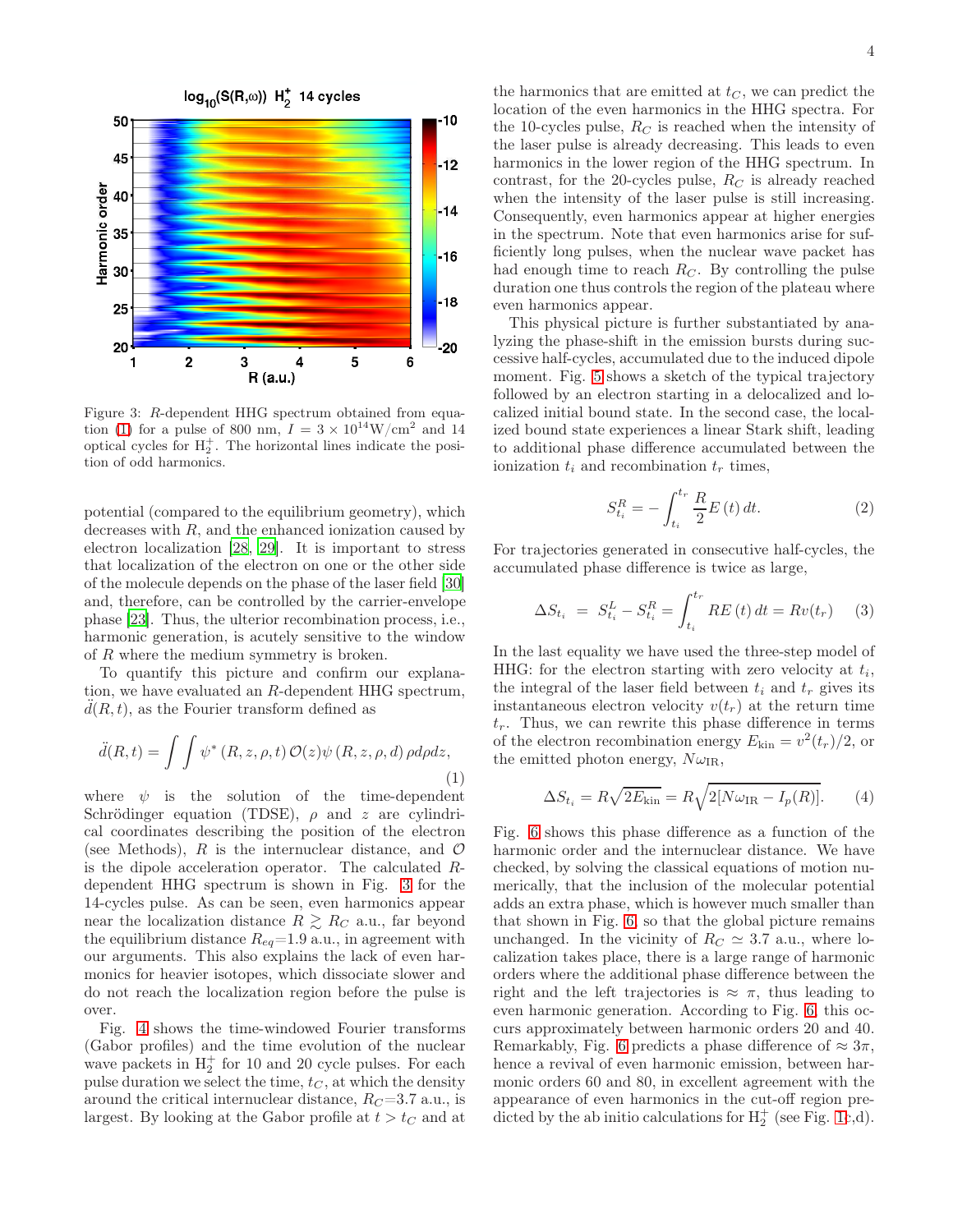Figure 3: $R$-dependent HHG spectrum obtained from equation (1) for a pulse of 800 nm, $I = 3 \times 10^{14}$W/cm$^2$ and 14 optical cycles for $H_2^+$. The horizontal lines indicate the position of odd harmonics.

potential (compared to the equilibrium geometry), which decreases with $R$, and the enhanced ionization caused by electron localization [28, 29]. It is important to stress that localization of the electron on one or the other side of the molecule depends on the phase of the laser field [30] and, therefore, can be controlled by the carrier-envelope phase [23]. Thus, the ulterior recombination process, i.e., harmonic generation, is acutely sensitive to the window of $R$ where the medium symmetry is broken.

To quantify this picture and confirm our explanation, we have evaluated an $R$-dependent HHG spectrum, $\ddot{d}(R,t)$, as the Fourier transform defined as

$$\ddot{d}(R,t) = \int\int \psi^* (R, z, \rho, t)\, \mathcal{O}(z) \psi (R, z, \rho, d)\, \rho d\rho dz, \tag{1}$$

where $\psi$ is the solution of the time-dependent Schrödinger equation (TDSE), $\rho$ and $z$ are cylindrical coordinates describing the position of the electron (see Methods), $R$ is the internuclear distance, and $\mathcal{O}$ is the dipole acceleration operator. The calculated $R$-dependent HHG spectrum is shown in Fig. 3 for the 14-cycles pulse. As can be seen, even harmonics appear near the localization distance $R \gtrsim R_C$ a.u., far beyond the equilibrium distance $R_{eq}$=1.9 a.u., in agreement with our arguments. This also explains the lack of even harmonics for heavier isotopes, which dissociate slower and do not reach the localization region before the pulse is over.

Fig. 4 shows the time-windowed Fourier transforms (Gabor profiles) and the time evolution of the nuclear wave packets in $H_2^+$ for 10 and 20 cycle pulses. For each pulse duration we select the time, $t_C$, at which the density around the critical internuclear distance, $R_C$=3.7 a.u., is largest. By looking at the Gabor profile at $t > t_C$ and at the harmonics that are emitted at $t_C$, we can predict the location of the even harmonics in the HHG spectra. For the 10-cycles pulse, $R_C$ is reached when the intensity of the laser pulse is already decreasing. This leads to even harmonics in the lower region of the HHG spectrum. In contrast, for the 20-cycles pulse, $R_C$ is already reached when the intensity of the laser pulse is still increasing. Consequently, even harmonics appear at higher energies in the spectrum. Note that even harmonics arise for sufficiently long pulses, when the nuclear wave packet has had enough time to reach $R_C$. By controlling the pulse duration one thus controls the region of the plateau where even harmonics appear.

This physical picture is further substantiated by analyzing the phase-shift in the emission bursts during successive half-cycles, accumulated due to the induced dipole moment. Fig. 5 shows a sketch of the typical trajectory followed by an electron starting in a delocalized and localized initial bound state. In the second case, the localized bound state experiences a linear Stark shift, leading to additional phase difference accumulated between the ionization $t_i$ and recombination $t_r$ times,

$$S^R_{t_i} = -\int_{t_i}^{t_r} \frac{R}{2} E(t)\, dt. \tag{2}$$

For trajectories generated in consecutive half-cycles, the accumulated phase difference is twice as large,

$$\Delta S_{t_i} \;=\; S^L_{t_i} - S^R_{t_i} = \int_{t_i}^{t_r} R E(t)\, dt = R v(t_r) \tag{3}$$

In the last equality we have used the three-step model of HHG: for the electron starting with zero velocity at $t_i$, the integral of the laser field between $t_i$ and $t_r$ gives its instantaneous electron velocity $v(t_r)$ at the return time $t_r$. Thus, we can rewrite this phase difference in terms of the electron recombination energy $E_{\rm kin} = v^2(t_r)/2$, or the emitted photon energy, $N\omega_{\rm IR}$,

$$\Delta S_{t_i} = R\sqrt{2E_{\rm kin}} = R\sqrt{2[N\omega_{\rm IR} - I_p(R)]}. \tag{4}$$

Fig. 6 shows this phase difference as a function of the harmonic order and the internuclear distance. We have checked, by solving the classical equations of motion numerically, that the inclusion of the molecular potential adds an extra phase, which is however much smaller than that shown in Fig. 6, so that the global picture remains unchanged. In the vicinity of $R_C \simeq 3.7$ a.u., where localization takes place, there is a large range of harmonic orders where the additional phase difference between the right and the left trajectories is $\approx \pi$, thus leading to even harmonic generation. According to Fig. 6, this occurs approximately between harmonic orders 20 and 40. Remarkably, Fig. 6 predicts a phase difference of $\approx 3\pi$, hence a revival of even harmonic emission, between harmonic orders 60 and 80, in excellent agreement with the appearance of even harmonics in the cut-off region predicted by the ab initio calculations for $H_2^+$ (see Fig. 1c,d).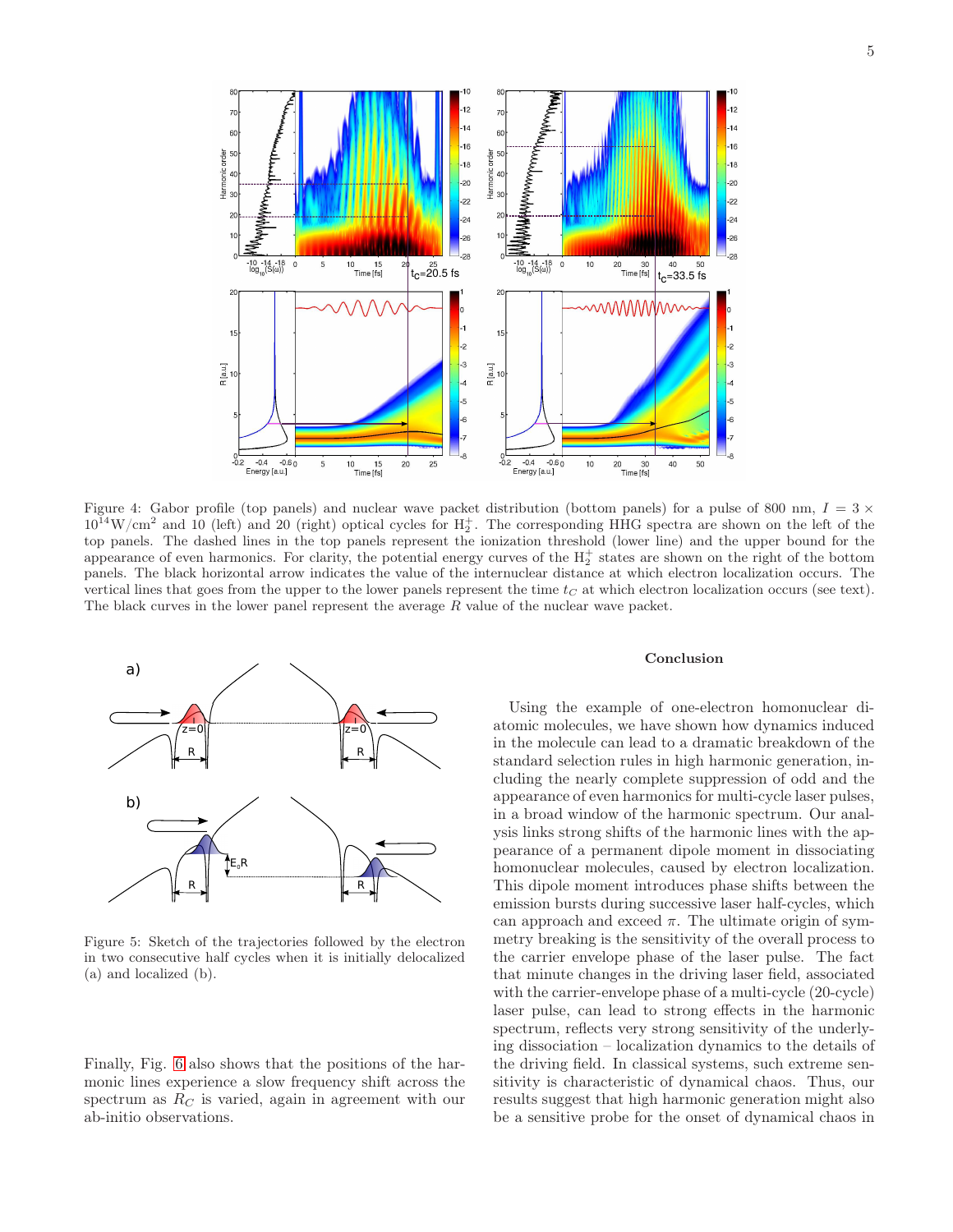Figure 4: Gabor profile (top panels) and nuclear wave packet distribution (bottom panels) for a pulse of 800 nm, $I = 3 \times 10^{14}\mathrm{W/cm}^2$ and 10 (left) and 20 (right) optical cycles for $H_2^+$. The corresponding HHG spectra are shown on the left of the top panels. The dashed lines in the top panels represent the ionization threshold (lower line) and the upper bound for the appearance of even harmonics. For clarity, the potential energy curves of the $H_2^+$ states are shown on the right of the bottom panels. The black horizontal arrow indicates the value of the internuclear distance at which electron localization occurs. The vertical lines that goes from the upper to the lower panels represent the time $t_C$ at which electron localization occurs (see text). The black curves in the lower panel represent the average $R$ value of the nuclear wave packet.

Figure 5: Sketch of the trajectories followed by the electron in two consecutive half cycles when it is initially delocalized (a) and localized (b).

Finally, Fig. 6 also shows that the positions of the harmonic lines experience a slow frequency shift across the spectrum as $R_C$ is varied, again in agreement with our ab-initio observations.

### Conclusion

Using the example of one-electron homonuclear diatomic molecules, we have shown how dynamics induced in the molecule can lead to a dramatic breakdown of the standard selection rules in high harmonic generation, including the nearly complete suppression of odd and the appearance of even harmonics for multi-cycle laser pulses, in a broad window of the harmonic spectrum. Our analysis links strong shifts of the harmonic lines with the appearance of a permanent dipole moment in dissociating homonuclear molecules, caused by electron localization. This dipole moment introduces phase shifts between the emission bursts during successive laser half-cycles, which can approach and exceed $\pi$. The ultimate origin of symmetry breaking is the sensitivity of the overall process to the carrier envelope phase of the laser pulse. The fact that minute changes in the driving laser field, associated with the carrier-envelope phase of a multi-cycle (20-cycle) laser pulse, can lead to strong effects in the harmonic spectrum, reflects very strong sensitivity of the underlying dissociation – localization dynamics to the details of the driving field. In classical systems, such extreme sensitivity is characteristic of dynamical chaos. Thus, our results suggest that high harmonic generation might also be a sensitive probe for the onset of dynamical chaos in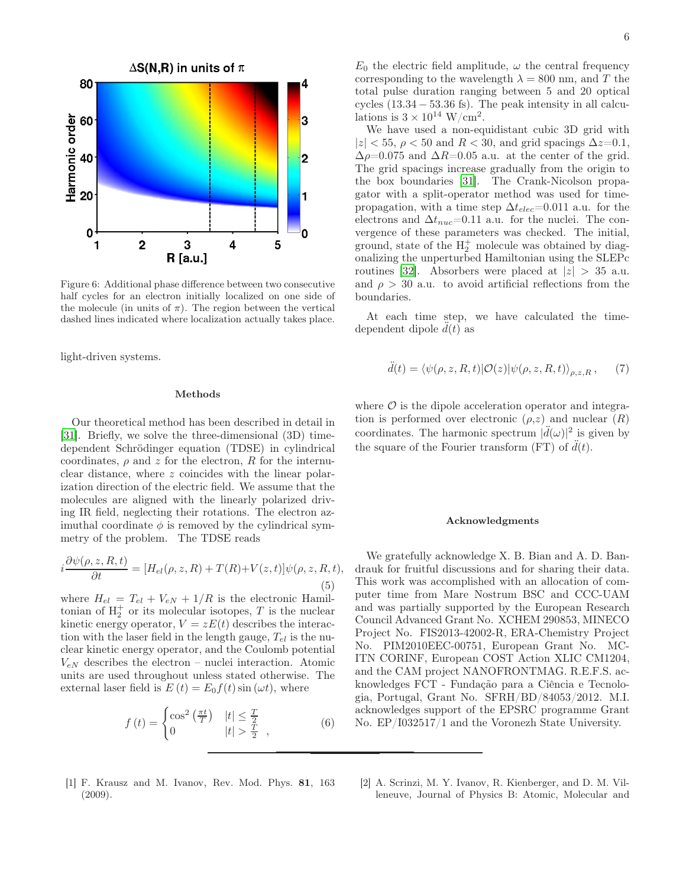Figure 6: Additional phase difference between two consecutive half cycles for an electron initially localized on one side of the molecule (in units of $\pi$). The region between the vertical dashed lines indicated where localization actually takes place.

light-driven systems.

### Methods

Our theoretical method has been described in detail in [31]. Briefly, we solve the three-dimensional (3D) time-dependent Schrödinger equation (TDSE) in cylindrical coordinates, $\rho$ and $z$ for the electron, $R$ for the internuclear distance, where $z$ coincides with the linear polarization direction of the electric field. We assume that the molecules are aligned with the linearly polarized driving IR field, neglecting their rotations. The electron azimuthal coordinate $\phi$ is removed by the cylindrical symmetry of the problem. The TDSE reads

$$i\frac{\partial\psi(\rho,z,R,t)}{\partial t} = [H_{el}(\rho,z,R) + T(R) + V(z,t)]\psi(\rho,z,R,t), \quad (5)$$

where $H_{el} = T_{el} + V_{eN} + 1/R$ is the electronic Hamiltonian of $H_2^+$ or its molecular isotopes, $T$ is the nuclear kinetic energy operator, $V = zE(t)$ describes the interaction with the laser field in the length gauge, $T_{el}$ is the nuclear kinetic energy operator, and the Coulomb potential $V_{eN}$ describes the electron – nuclei interaction. Atomic units are used throughout unless stated otherwise. The external laser field is $E(t) = E_0 f(t)\sin(\omega t)$, where

$$f(t) = \begin{cases} \cos^2\left(\frac{\pi t}{T}\right) & |t| \le \frac{T}{2} \\ 0 & |t| > \frac{T}{2} \end{cases}, \quad (6)$$

$E_0$ the electric field amplitude, $\omega$ the central frequency corresponding to the wavelength $\lambda = 800$ nm, and $T$ the total pulse duration ranging between 5 and 20 optical cycles ($13.34 - 53.36$ fs). The peak intensity in all calculations is $3 \times 10^{14}$ W/cm$^2$.

We have used a non-equidistant cubic 3D grid with $|z| < 55$, $\rho < 50$ and $R < 30$, and grid spacings $\Delta z$=0.1, $\Delta\rho$=0.075 and $\Delta R$=0.05 a.u. at the center of the grid. The grid spacings increase gradually from the origin to the box boundaries [31]. The Crank-Nicolson propagator with a split-operator method was used for time-propagation, with a time step $\Delta t_{elec}$=0.011 a.u. for the electrons and $\Delta t_{nuc}$=0.11 a.u. for the nuclei. The convergence of these parameters was checked. The initial, ground, state of the $H_2^+$ molecule was obtained by diagonalizing the unperturbed Hamiltonian using the SLEPc routines [32]. Absorbers were placed at $|z| > 35$ a.u. and $\rho > 30$ a.u. to avoid artificial reflections from the boundaries.

At each time step, we have calculated the time-dependent dipole $\ddot{d}(t)$ as

$$\ddot{d}(t) = \langle\psi(\rho,z,R,t)|\mathcal{O}(z)|\psi(\rho,z,R,t)\rangle_{\rho,z,R}, \quad (7)$$

where $\mathcal{O}$ is the dipole acceleration operator and integration is performed over electronic ($\rho$,$z$) and nuclear ($R$) coordinates. The harmonic spectrum $|\ddot{d}(\omega)|^2$ is given by the square of the Fourier transform (FT) of $\ddot{d}(t)$.

### Acknowledgments

We gratefully acknowledge X. B. Bian and A. D. Bandrauk for fruitful discussions and for sharing their data. This work was accomplished with an allocation of computer time from Mare Nostrum BSC and CCC-UAM and was partially supported by the European Research Council Advanced Grant No. XCHEM 290853, MINECO Project No. FIS2013-42002-R, ERA-Chemistry Project No. PIM2010EEC-00751, European Grant No. MC-ITN CORINF, European COST Action XLIC CM1204, and the CAM project NANOFRONTMAG. R.E.F.S. acknowledges FCT - Fundação para a Ciência e Tecnologia, Portugal, Grant No. SFRH/BD/84053/2012. M.I. acknowledges support of the EPSRC programme Grant No. EP/I032517/1 and the Voronezh State University.

---

[1] F. Krausz and M. Ivanov, Rev. Mod. Phys. **81**, 163 (2009).

[2] A. Scrinzi, M. Y. Ivanov, R. Kienberger, and D. M. Villeneuve, Journal of Physics B: Atomic, Molecular and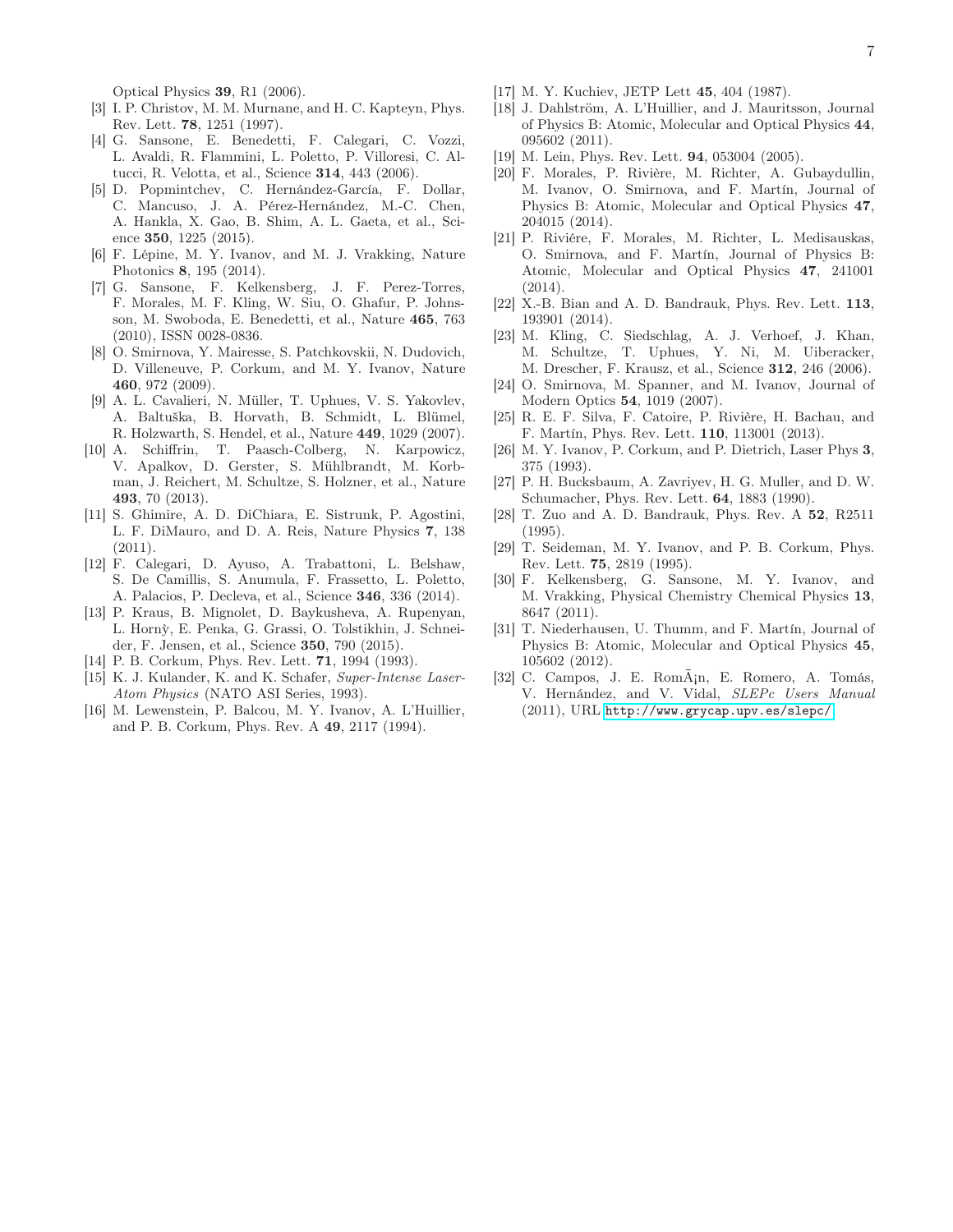Optical Physics **39**, R1 (2006).

[3] I. P. Christov, M. M. Murnane, and H. C. Kapteyn, Phys. Rev. Lett. **78**, 1251 (1997).

[4] G. Sansone, E. Benedetti, F. Calegari, C. Vozzi, L. Avaldi, R. Flammini, L. Poletto, P. Villoresi, C. Altucci, R. Velotta, et al., Science **314**, 443 (2006).

[5] D. Popmintchev, C. Hernández-García, F. Dollar, C. Mancuso, J. A. Pérez-Hernández, M.-C. Chen, A. Hankla, X. Gao, B. Shim, A. L. Gaeta, et al., Science **350**, 1225 (2015).

[6] F. Lépine, M. Y. Ivanov, and M. J. Vrakking, Nature Photonics **8**, 195 (2014).

[7] G. Sansone, F. Kelkensberg, J. F. Perez-Torres, F. Morales, M. F. Kling, W. Siu, O. Ghafur, P. Johnsson, M. Swoboda, E. Benedetti, et al., Nature **465**, 763 (2010), ISSN 0028-0836.

[8] O. Smirnova, Y. Mairesse, S. Patchkovskii, N. Dudovich, D. Villeneuve, P. Corkum, and M. Y. Ivanov, Nature **460**, 972 (2009).

[9] A. L. Cavalieri, N. Müller, T. Uphues, V. S. Yakovlev, A. Baltuška, B. Horvath, B. Schmidt, L. Blümel, R. Holzwarth, S. Hendel, et al., Nature **449**, 1029 (2007).

[10] A. Schiffrin, T. Paasch-Colberg, N. Karpowicz, V. Apalkov, D. Gerster, S. Mühlbrandt, M. Korbman, J. Reichert, M. Schultze, S. Holzner, et al., Nature **493**, 70 (2013).

[11] S. Ghimire, A. D. DiChiara, E. Sistrunk, P. Agostini, L. F. DiMauro, and D. A. Reis, Nature Physics **7**, 138 (2011).

[12] F. Calegari, D. Ayuso, A. Trabattoni, L. Belshaw, S. De Camillis, S. Anumula, F. Frassetto, L. Poletto, A. Palacios, P. Decleva, et al., Science **346**, 336 (2014).

[13] P. Kraus, B. Mignolet, D. Baykusheva, A. Rupenyan, L. Hornỳ, E. Penka, G. Grassi, O. Tolstikhin, J. Schneider, F. Jensen, et al., Science **350**, 790 (2015).

[14] P. B. Corkum, Phys. Rev. Lett. **71**, 1994 (1993).

[15] K. J. Kulander, K. and K. Schafer, *Super-Intense Laser-Atom Physics* (NATO ASI Series, 1993).

[16] M. Lewenstein, P. Balcou, M. Y. Ivanov, A. L'Huillier, and P. B. Corkum, Phys. Rev. A **49**, 2117 (1994).

[17] M. Y. Kuchiev, JETP Lett **45**, 404 (1987).

[18] J. Dahlström, A. L'Huillier, and J. Mauritsson, Journal of Physics B: Atomic, Molecular and Optical Physics **44**, 095602 (2011).

[19] M. Lein, Phys. Rev. Lett. **94**, 053004 (2005).

[20] F. Morales, P. Rivière, M. Richter, A. Gubaydullin, M. Ivanov, O. Smirnova, and F. Martín, Journal of Physics B: Atomic, Molecular and Optical Physics **47**, 204015 (2014).

[21] P. Riviére, F. Morales, M. Richter, L. Medisauskas, O. Smirnova, and F. Martín, Journal of Physics B: Atomic, Molecular and Optical Physics **47**, 241001 (2014).

[22] X.-B. Bian and A. D. Bandrauk, Phys. Rev. Lett. **113**, 193901 (2014).

[23] M. Kling, C. Siedschlag, A. J. Verhoef, J. Khan, M. Schultze, T. Uphues, Y. Ni, M. Uiberacker, M. Drescher, F. Krausz, et al., Science **312**, 246 (2006).

[24] O. Smirnova, M. Spanner, and M. Ivanov, Journal of Modern Optics **54**, 1019 (2007).

[25] R. E. F. Silva, F. Catoire, P. Rivière, H. Bachau, and F. Martín, Phys. Rev. Lett. **110**, 113001 (2013).

[26] M. Y. Ivanov, P. Corkum, and P. Dietrich, Laser Phys **3**, 375 (1993).

[27] P. H. Bucksbaum, A. Zavriyev, H. G. Muller, and D. W. Schumacher, Phys. Rev. Lett. **64**, 1883 (1990).

[28] T. Zuo and A. D. Bandrauk, Phys. Rev. A **52**, R2511 (1995).

[29] T. Seideman, M. Y. Ivanov, and P. B. Corkum, Phys. Rev. Lett. **75**, 2819 (1995).

[30] F. Kelkensberg, G. Sansone, M. Y. Ivanov, and M. Vrakking, Physical Chemistry Chemical Physics **13**, 8647 (2011).

[31] T. Niederhausen, U. Thumm, and F. Martín, Journal of Physics B: Atomic, Molecular and Optical Physics **45**, 105602 (2012).

[32] C. Campos, J. E. RomÃ¡n, E. Romero, A. Tomás, V. Hernández, and V. Vidal, *SLEPc Users Manual* (2011), URL http://www.grycap.upv.es/slepc/.